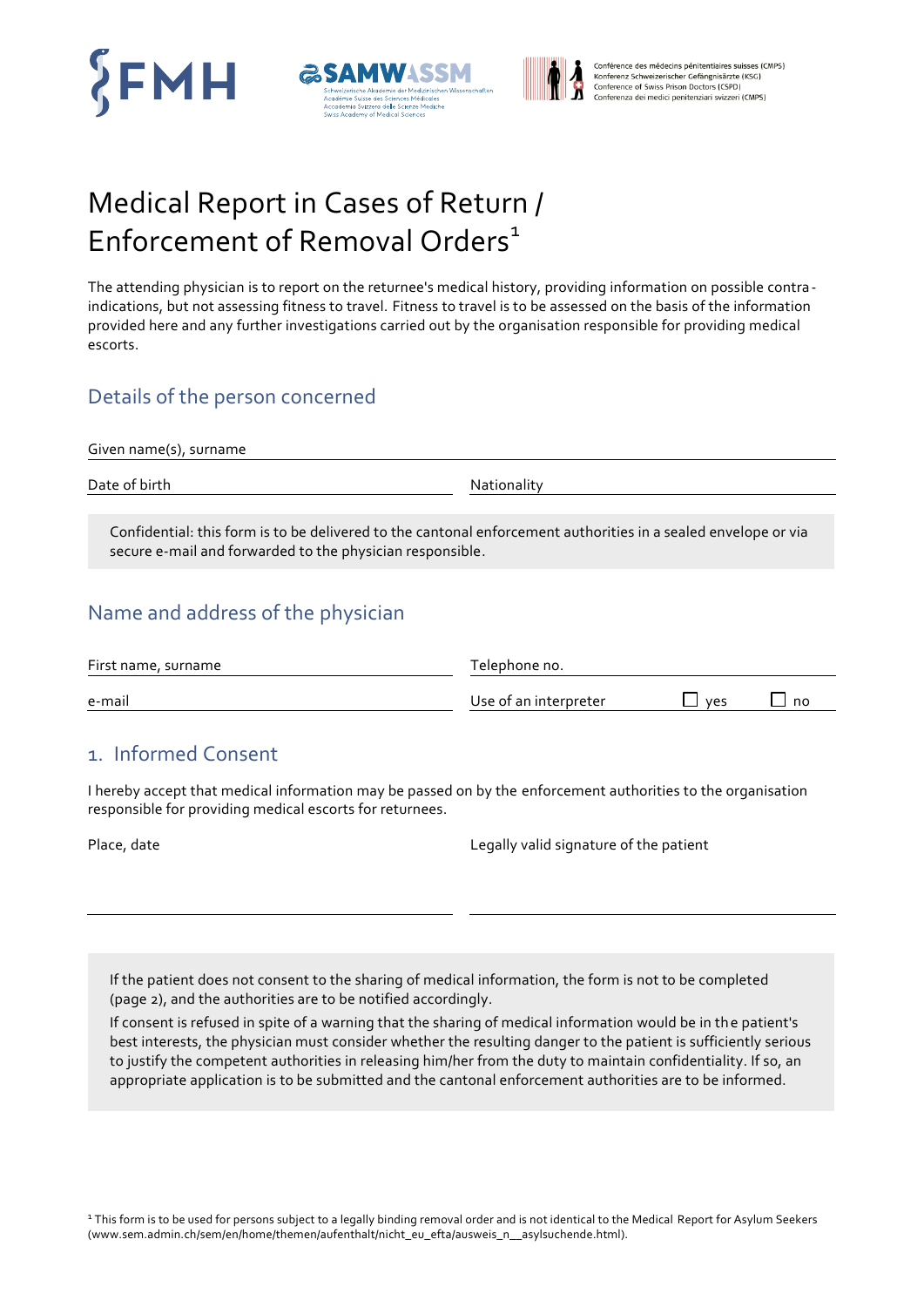FMH

SAMW ASSM
Schweizerische Akademie der Medizinischen Wissenschaften
Académie Suisse des Sciences Médicales
Accademia Svizzera delle Scienze Mediche
Swiss Academy of Medical Sciences

Conférence des médecins pénitentiaires suisses (CMPS)
Konferenz Schweizerischer Gefängnisärzte (KSG)
Conference of Swiss Prison Doctors (CSPD)
Conferenza dei medici penitenziari svizzeri (CMPS)

# Medical Report in Cases of Return / Enforcement of Removal Orders[1]

The attending physician is to report on the returnee's medical history, providing information on possible contra-indications, but not assessing fitness to travel. Fitness to travel is to be assessed on the basis of the information provided here and any further investigations carried out by the organisation responsible for providing medical escorts.

## Details of the person concerned

Given name(s), surname

Date of birth | Nationality

Confidential: this form is to be delivered to the cantonal enforcement authorities in a sealed envelope or via secure e-mail and forwarded to the physician responsible.

## Name and address of the physician

First name, surname | Telephone no.

e-mail | Use of an interpreter ☐ yes ☐ no

## 1. Informed Consent

I hereby accept that medical information may be passed on by the enforcement authorities to the organisation responsible for providing medical escorts for returnees.

Place, date | Legally valid signature of the patient

If the patient does not consent to the sharing of medical information, the form is not to be completed (page 2), and the authorities are to be notified accordingly.

If consent is refused in spite of a warning that the sharing of medical information would be in the patient's best interests, the physician must consider whether the resulting danger to the patient is sufficiently serious to justify the competent authorities in releasing him/her from the duty to maintain confidentiality. If so, an appropriate application is to be submitted and the cantonal enforcement authorities are to be informed.

[1] This form is to be used for persons subject to a legally binding removal order and is not identical to the Medical Report for Asylum Seekers (www.sem.admin.ch/sem/en/home/themen/aufenthalt/nicht_eu_efta/ausweis_n__asylsuchende.html).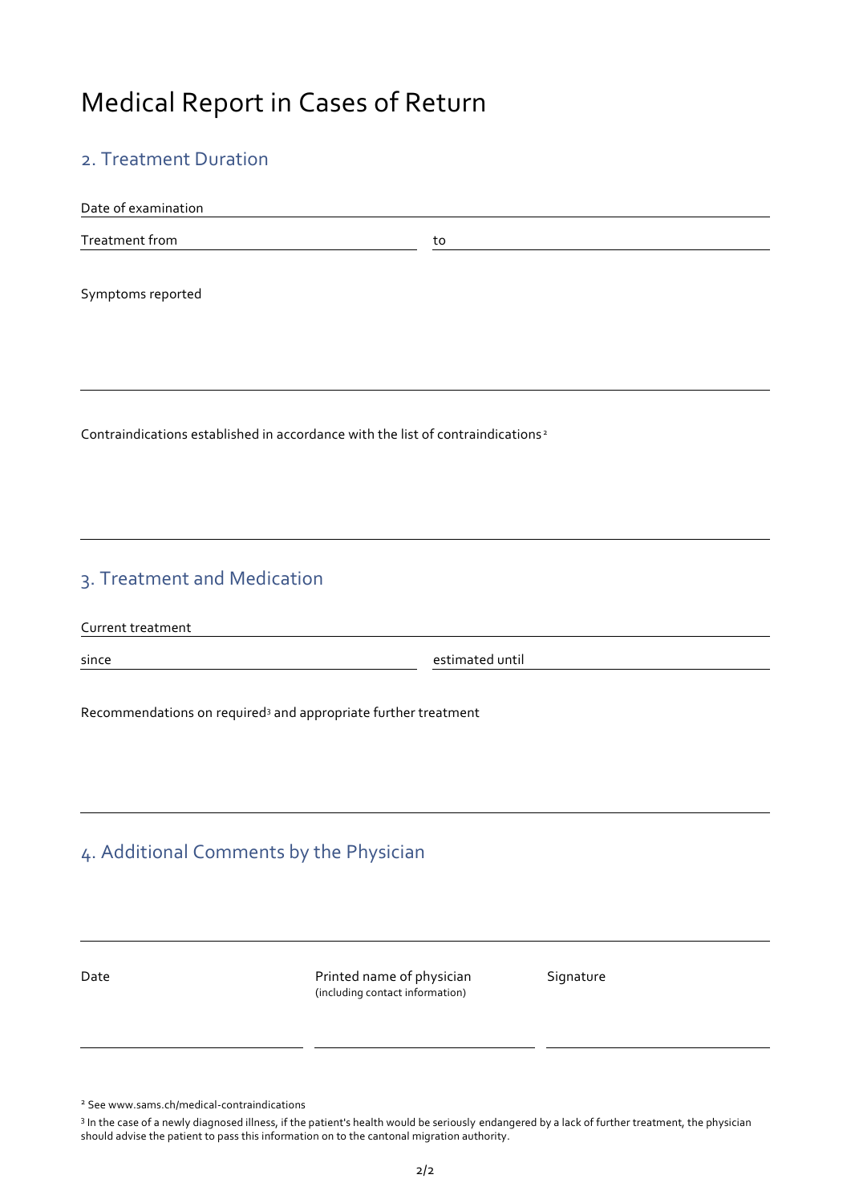# Medical Report in Cases of Return

## 2. Treatment Duration

Date of examination

Treatment from | to

Symptoms reported

Contraindications established in accordance with the list of contraindications[2]

## 3. Treatment and Medication

Current treatment

since | estimated until

Recommendations on required[3] and appropriate further treatment

## 4. Additional Comments by the Physician

| Date | Printed name of physician (including contact information) | Signature |
| --- | --- | --- |
| | | |

[2] See www.sams.ch/medical-contraindications

[3] In the case of a newly diagnosed illness, if the patient's health would be seriously endangered by a lack of further treatment, the physician should advise the patient to pass this information on to the cantonal migration authority.